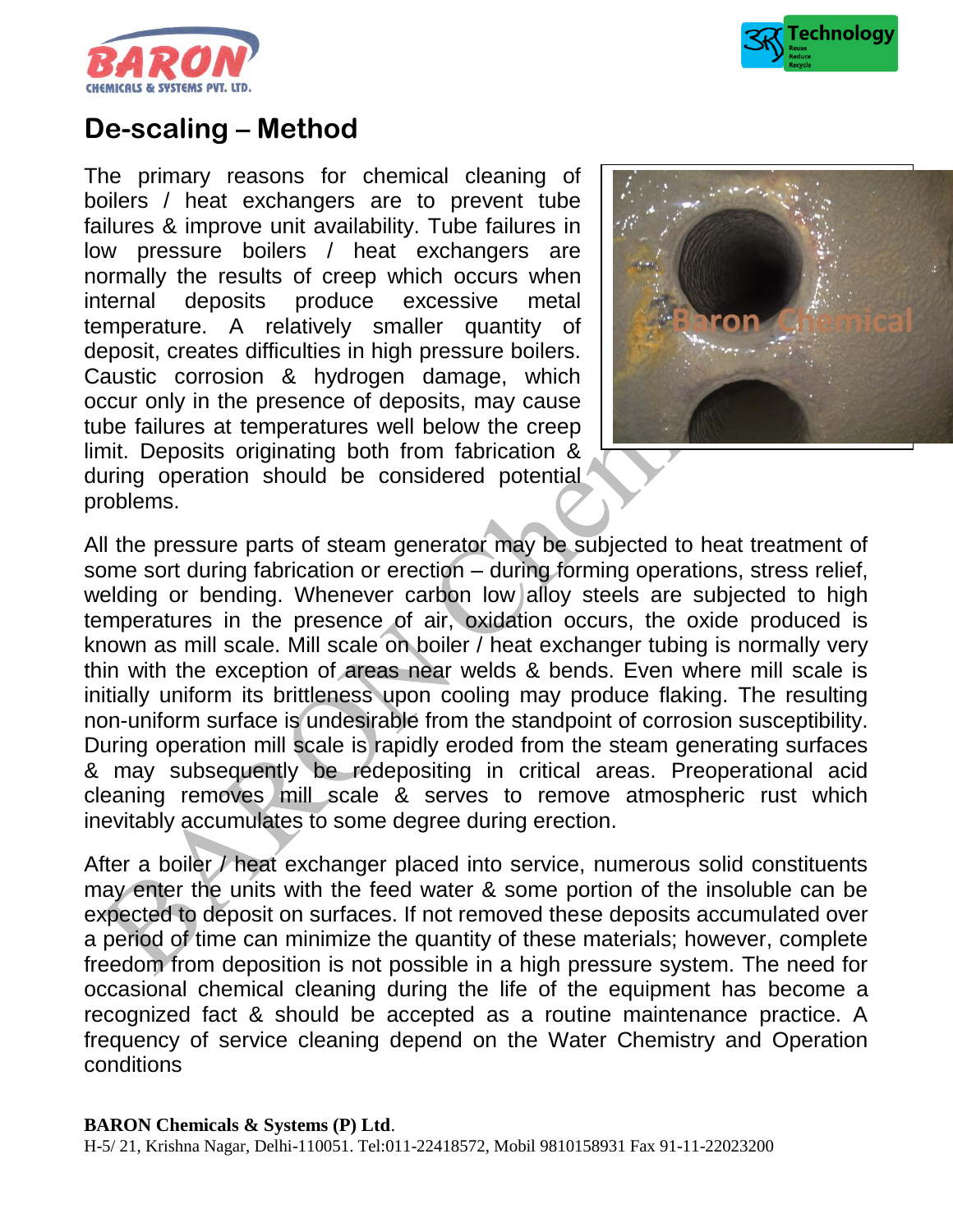## De-scaling – Method

The primary reasons for chemical cleaning of boilers / heat exchangers are to prevent tube failures & improve unit availability. Tube failures in low pressure boilers / heat exchangers are normally the results of creep which occurs when internal deposits produce excessive metal temperature. A relatively smaller quantity of deposit, creates difficulties in high pressure boilers. Caustic corrosion & hydrogen damage, which occur only in the presence of deposits, may cause tube failures at temperatures well below the creep limit. Deposits originating both from fabrication & during operation should be considered potential problems.

All the pressure parts of steam generator may be subjected to heat treatment of some sort during fabrication or erection – during forming operations, stress relief, welding or bending. Whenever carbon low alloy steels are subjected to high temperatures in the presence of air, oxidation occurs, the oxide produced is known as mill scale. Mill scale on boiler / heat exchanger tubing is normally very thin with the exception of areas near welds & bends. Even where mill scale is initially uniform its brittleness upon cooling may produce flaking. The resulting non-uniform surface is undesirable from the standpoint of corrosion susceptibility. During operation mill scale is rapidly eroded from the steam generating surfaces & may subsequently be redepositing in critical areas. Preoperational acid cleaning removes mill scale & serves to remove atmospheric rust which inevitably accumulates to some degree during erection.

After a boiler / heat exchanger placed into service, numerous solid constituents may enter the units with the feed water & some portion of the insoluble can be expected to deposit on surfaces. If not removed these deposits accumulated over a period of time can minimize the quantity of these materials; however, complete freedom from deposition is not possible in a high pressure system. The need for occasional chemical cleaning during the life of the equipment has become a recognized fact & should be accepted as a routine maintenance practice. A frequency of service cleaning depend on the Water Chemistry and Operation conditions

**BARON Chemicals & Systems (P) Ltd**.
H-5/ 21, Krishna Nagar, Delhi-110051. Tel:011-22418572, Mobil 9810158931 Fax 91-11-22023200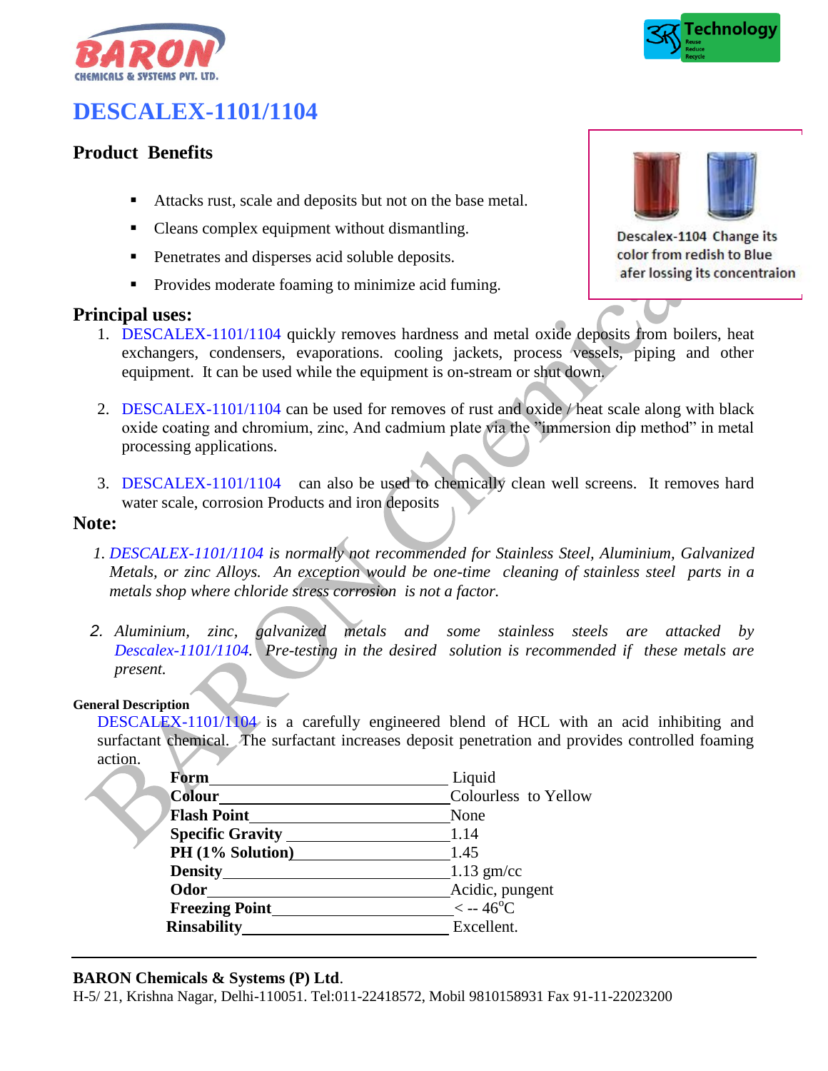# DESCALEX-1101/1104

## Product Benefits

- Attacks rust, scale and deposits but not on the base metal.
- Cleans complex equipment without dismantling.
- Penetrates and disperses acid soluble deposits.
- Provides moderate foaming to minimize acid fuming.

Descalex-1104 Change its color from redish to Blue afer lossing its concentraion

## Principal uses:

1. DESCALEX-1101/1104 quickly removes hardness and metal oxide deposits from boilers, heat exchangers, condensers, evaporations. cooling jackets, process vessels, piping and other equipment. It can be used while the equipment is on-stream or shut down.

2. DESCALEX-1101/1104 can be used for removes of rust and oxide / heat scale along with black oxide coating and chromium, zinc, And cadmium plate via the "immersion dip method" in metal processing applications.

3. DESCALEX-1101/1104 can also be used to chemically clean well screens. It removes hard water scale, corrosion Products and iron deposits

## Note:

1. *DESCALEX-1101/1104 is normally not recommended for Stainless Steel, Aluminium, Galvanized Metals, or zinc Alloys. An exception would be one-time cleaning of stainless steel parts in a metals shop where chloride stress corrosion is not a factor.*

2. *Aluminium, zinc, galvanized metals and some stainless steels are attacked by Descalex-1101/1104. Pre-testing in the desired solution is recommended if these metals are present.*

### General Description

DESCALEX-1101/1104 is a carefully engineered blend of HCL with an acid inhibiting and surfactant chemical. The surfactant increases deposit penetration and provides controlled foaming action.

| Property | Value |
|---|---|
| **Form** | Liquid |
| **Colour** | Colourless to Yellow |
| **Flash Point** | None |
| **Specific Gravity** | 1.14 |
| **PH (1% Solution)** | 1.45 |
| **Density** | 1.13 gm/cc |
| **Odor** | Acidic, pungent |
| **Freezing Point** | < -- 46°C |
| **Rinsability** | Excellent. |

**BARON Chemicals & Systems (P) Ltd**.
H-5/ 21, Krishna Nagar, Delhi-110051. Tel:011-22418572, Mobil 9810158931 Fax 91-11-22023200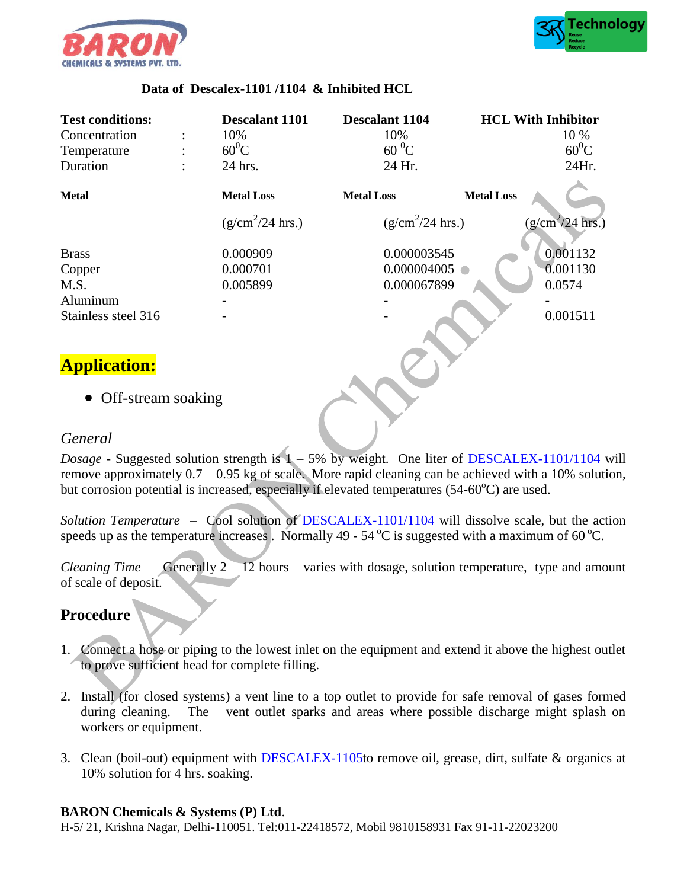**Data of Descalex-1101 /1104 & Inhibited HCL**

| **Test conditions:** | | **Descalant 1101** | **Descalant 1104** | **HCL With Inhibitor** |
|---|---|---|---|---|
| Concentration | : | 10% | 10% | 10 % |
| Temperature | : | $60^0$C | 60 $^0$C | $60^0$C |
| Duration | : | 24 hrs. | 24 Hr. | 24Hr. |
| **Metal** | | **Metal Loss** | **Metal Loss** | **Metal Loss** |
| | | ($g/cm^2$/24 hrs.) | ($g/cm^2$/24 hrs.) | ($g/cm^2$/24 hrs.) |
| Brass | | 0.000909 | 0.000003545 | 0.001132 |
| Copper | | 0.000701 | 0.000004005 | 0.001130 |
| M.S. | | 0.005899 | 0.000067899 | 0.0574 |
| Aluminum | | - | - | - |
| Stainless steel 316 | | - | - | 0.001511 |

## Application:

- Off-stream soaking

### *General*

*Dosage* - Suggested solution strength is 1 – 5% by weight. One liter of DESCALEX-1101/1104 will remove approximately 0.7 – 0.95 kg of scale. More rapid cleaning can be achieved with a 10% solution, but corrosion potential is increased, especially if elevated temperatures (54-60$^o$C) are used.

*Solution Temperature* – Cool solution of DESCALEX-1101/1104 will dissolve scale, but the action speeds up as the temperature increases . Normally 49 - 54 $^o$C is suggested with a maximum of 60 $^o$C.

*Cleaning Time* – Generally 2 – 12 hours – varies with dosage, solution temperature, type and amount of scale of deposit.

## Procedure

1. Connect a hose or piping to the lowest inlet on the equipment and extend it above the highest outlet to prove sufficient head for complete filling.

2. Install (for closed systems) a vent line to a top outlet to provide for safe removal of gases formed during cleaning. The vent outlet sparks and areas where possible discharge might splash on workers or equipment.

3. Clean (boil-out) equipment with DESCALEX-1105to remove oil, grease, dirt, sulfate & organics at 10% solution for 4 hrs. soaking.

**BARON Chemicals & Systems (P) Ltd**.
H-5/ 21, Krishna Nagar, Delhi-110051. Tel:011-22418572, Mobil 9810158931 Fax 91-11-22023200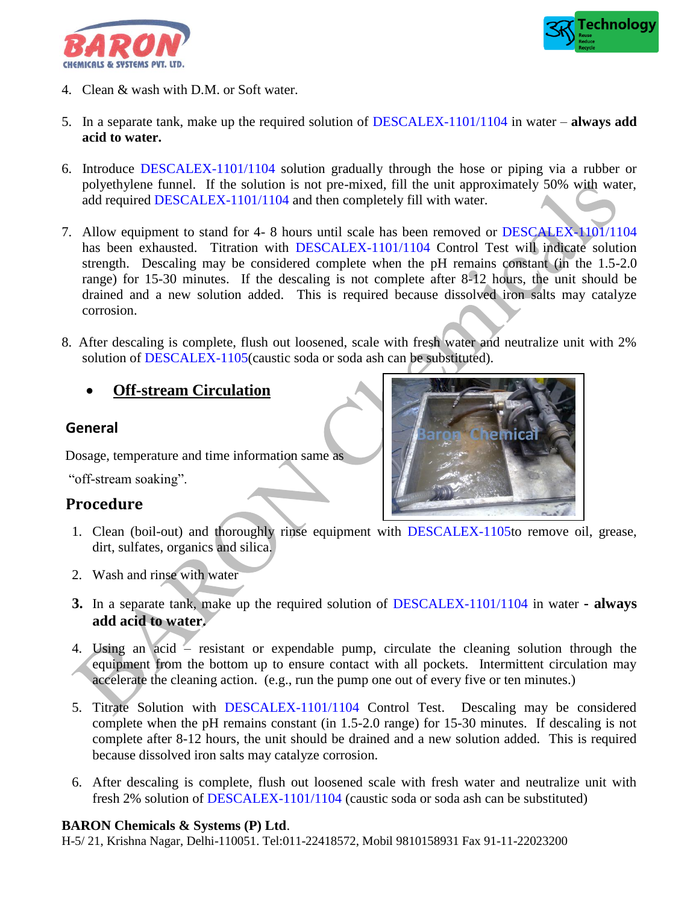4. Clean & wash with D.M. or Soft water.

5. In a separate tank, make up the required solution of DESCALEX-1101/1104 in water – **always add acid to water.**

6. Introduce DESCALEX-1101/1104 solution gradually through the hose or piping via a rubber or polyethylene funnel. If the solution is not pre-mixed, fill the unit approximately 50% with water, add required DESCALEX-1101/1104 and then completely fill with water.

7. Allow equipment to stand for 4- 8 hours until scale has been removed or DESCALEX-1101/1104 has been exhausted. Titration with DESCALEX-1101/1104 Control Test will indicate solution strength. Descaling may be considered complete when the pH remains constant (in the 1.5-2.0 range) for 15-30 minutes. If the descaling is not complete after 8-12 hours, the unit should be drained and a new solution added. This is required because dissolved iron salts may catalyze corrosion.

8. After descaling is complete, flush out loosened, scale with fresh water and neutralize unit with 2% solution of DESCALEX-1105(caustic soda or soda ash can be substituted).

- **Off-stream Circulation**

## General

Dosage, temperature and time information same as "off-stream soaking".

## Procedure

1. Clean (boil-out) and thoroughly rinse equipment with DESCALEX-1105to remove oil, grease, dirt, sulfates, organics and silica.

2. Wash and rinse with water

3. In a separate tank, make up the required solution of DESCALEX-1101/1104 in water **- always add acid to water.**

4. Using an acid – resistant or expendable pump, circulate the cleaning solution through the equipment from the bottom up to ensure contact with all pockets. Intermittent circulation may accelerate the cleaning action. (e.g., run the pump one out of every five or ten minutes.)

5. Titrate Solution with DESCALEX-1101/1104 Control Test. Descaling may be considered complete when the pH remains constant (in 1.5-2.0 range) for 15-30 minutes. If descaling is not complete after 8-12 hours, the unit should be drained and a new solution added. This is required because dissolved iron salts may catalyze corrosion.

6. After descaling is complete, flush out loosened scale with fresh water and neutralize unit with fresh 2% solution of DESCALEX-1101/1104 (caustic soda or soda ash can be substituted)

**BARON Chemicals & Systems (P) Ltd**.
H-5/ 21, Krishna Nagar, Delhi-110051. Tel:011-22418572, Mobil 9810158931 Fax 91-11-22023200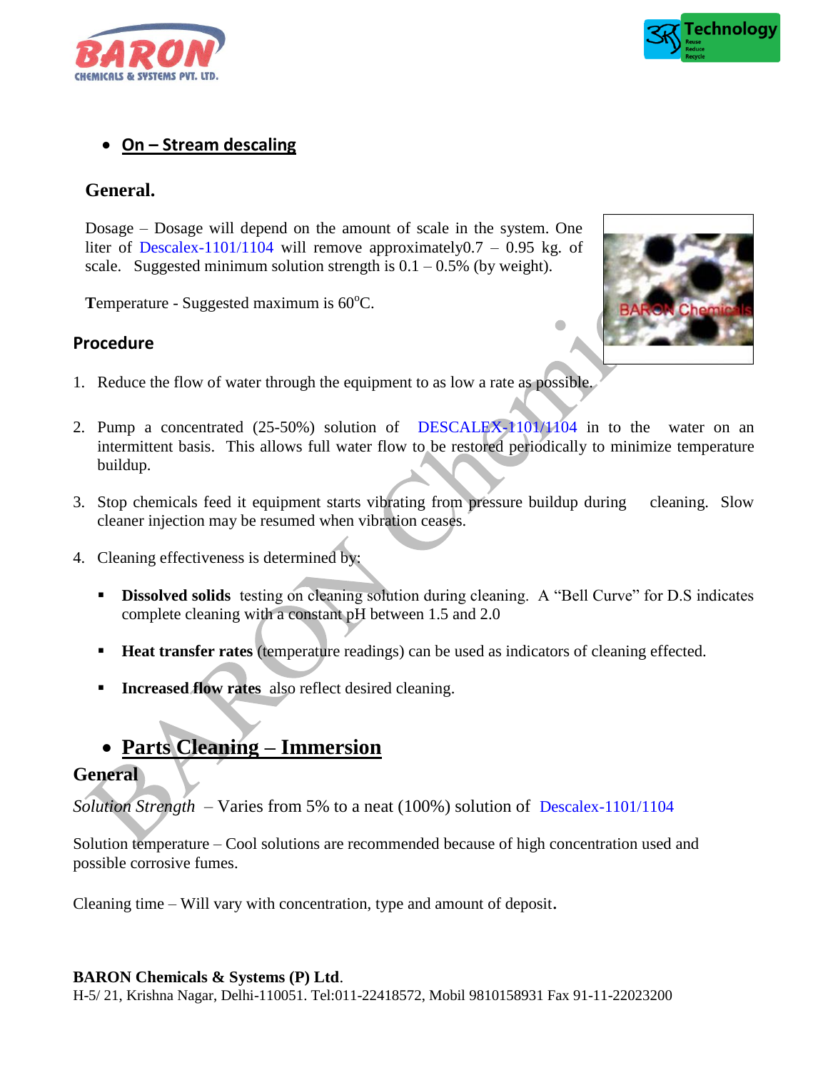- **On – Stream descaling**

## General.

Dosage – Dosage will depend on the amount of scale in the system. One liter of Descalex-1101/1104 will remove approximately0.7 – 0.95 kg. of scale. Suggested minimum solution strength is 0.1 – 0.5% (by weight).

**T**emperature - Suggested maximum is 60$^{o}$C.

### Procedure

1. Reduce the flow of water through the equipment to as low a rate as possible.
2. Pump a concentrated (25-50%) solution of DESCALEX-1101/1104 in to the water on an intermittent basis. This allows full water flow to be restored periodically to minimize temperature buildup.
3. Stop chemicals feed it equipment starts vibrating from pressure buildup during cleaning. Slow cleaner injection may be resumed when vibration ceases.
4. Cleaning effectiveness is determined by:
   - **Dissolved solids** testing on cleaning solution during cleaning. A "Bell Curve" for D.S indicates complete cleaning with a constant pH between 1.5 and 2.0
   - **Heat transfer rates** (temperature readings) can be used as indicators of cleaning effected.
   - **Increased flow rates** also reflect desired cleaning.

- **Parts Cleaning – Immersion**

## General

*Solution Strength* – Varies from 5% to a neat (100%) solution of Descalex-1101/1104

Solution temperature – Cool solutions are recommended because of high concentration used and possible corrosive fumes.

Cleaning time – Will vary with concentration, type and amount of deposit.

**BARON Chemicals & Systems (P) Ltd**.
H-5/ 21, Krishna Nagar, Delhi-110051. Tel:011-22418572, Mobil 9810158931 Fax 91-11-22023200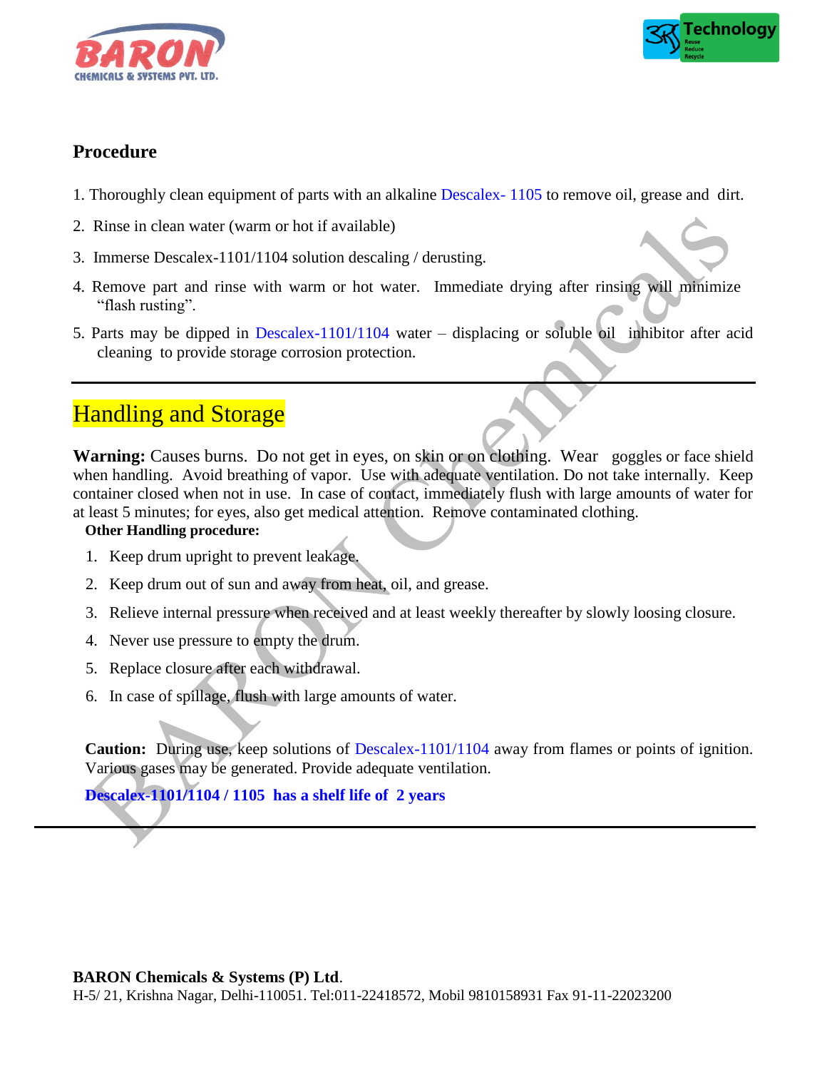## Procedure

1. Thoroughly clean equipment of parts with an alkaline Descalex- 1105 to remove oil, grease and dirt.
2. Rinse in clean water (warm or hot if available)
3. Immerse Descalex-1101/1104 solution descaling / derusting.
4. Remove part and rinse with warm or hot water. Immediate drying after rinsing will minimize "flash rusting".
5. Parts may be dipped in Descalex-1101/1104 water – displacing or soluble oil inhibitor after acid cleaning to provide storage corrosion protection.

---

## Handling and Storage

**Warning:** Causes burns. Do not get in eyes, on skin or on clothing. Wear goggles or face shield when handling. Avoid breathing of vapor. Use with adequate ventilation. Do not take internally. Keep container closed when not in use. In case of contact, immediately flush with large amounts of water for at least 5 minutes; for eyes, also get medical attention. Remove contaminated clothing.

**Other Handling procedure:**

1. Keep drum upright to prevent leakage.
2. Keep drum out of sun and away from heat, oil, and grease.
3. Relieve internal pressure when received and at least weekly thereafter by slowly loosing closure.
4. Never use pressure to empty the drum.
5. Replace closure after each withdrawal.
6. In case of spillage, flush with large amounts of water.

**Caution:** During use, keep solutions of Descalex-1101/1104 away from flames or points of ignition. Various gases may be generated. Provide adequate ventilation.

**Descalex-1101/1104 / 1105 has a shelf life of 2 years**

---

**BARON Chemicals & Systems (P) Ltd**.
H-5/ 21, Krishna Nagar, Delhi-110051. Tel:011-22418572, Mobil 9810158931 Fax 91-11-22023200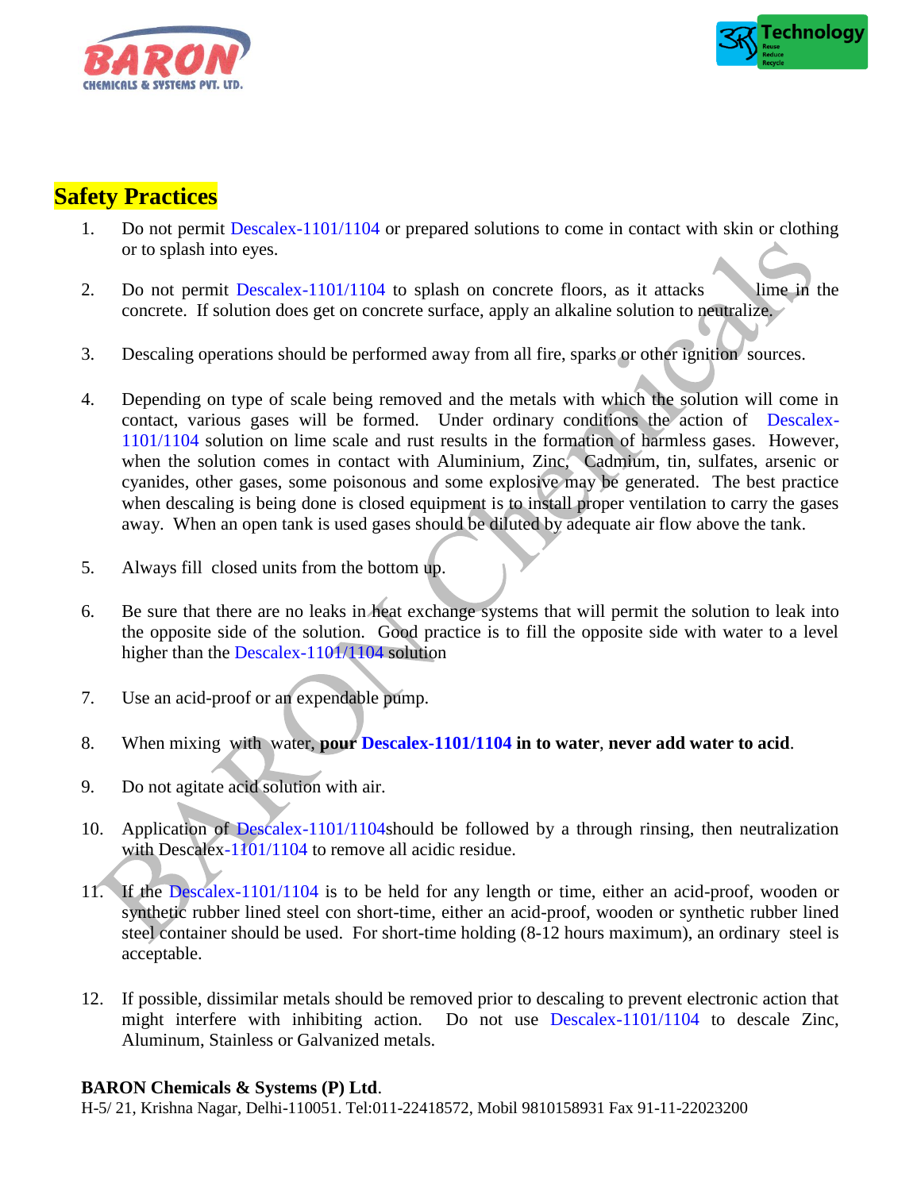## Safety Practices

1. Do not permit Descalex-1101/1104 or prepared solutions to come in contact with skin or clothing or to splash into eyes.

2. Do not permit Descalex-1101/1104 to splash on concrete floors, as it attacks lime in the concrete. If solution does get on concrete surface, apply an alkaline solution to neutralize.

3. Descaling operations should be performed away from all fire, sparks or other ignition sources.

4. Depending on type of scale being removed and the metals with which the solution will come in contact, various gases will be formed. Under ordinary conditions the action of Descalex-1101/1104 solution on lime scale and rust results in the formation of harmless gases. However, when the solution comes in contact with Aluminium, Zinc, Cadmium, tin, sulfates, arsenic or cyanides, other gases, some poisonous and some explosive may be generated. The best practice when descaling is being done is closed equipment is to install proper ventilation to carry the gases away. When an open tank is used gases should be diluted by adequate air flow above the tank.

5. Always fill closed units from the bottom up.

6. Be sure that there are no leaks in heat exchange systems that will permit the solution to leak into the opposite side of the solution. Good practice is to fill the opposite side with water to a level higher than the Descalex-1101/1104 solution

7. Use an acid-proof or an expendable pump.

8. When mixing with water, **pour Descalex-1101/1104 in to water**, **never add water to acid**.

9. Do not agitate acid solution with air.

10. Application of Descalex-1101/1104should be followed by a through rinsing, then neutralization with Descalex-1101/1104 to remove all acidic residue.

11. If the Descalex-1101/1104 is to be held for any length or time, either an acid-proof, wooden or synthetic rubber lined steel con short-time, either an acid-proof, wooden or synthetic rubber lined steel container should be used. For short-time holding (8-12 hours maximum), an ordinary steel is acceptable.

12. If possible, dissimilar metals should be removed prior to descaling to prevent electronic action that might interfere with inhibiting action. Do not use Descalex-1101/1104 to descale Zinc, Aluminum, Stainless or Galvanized metals.

**BARON Chemicals & Systems (P) Ltd**.
H-5/ 21, Krishna Nagar, Delhi-110051. Tel:011-22418572, Mobil 9810158931 Fax 91-11-22023200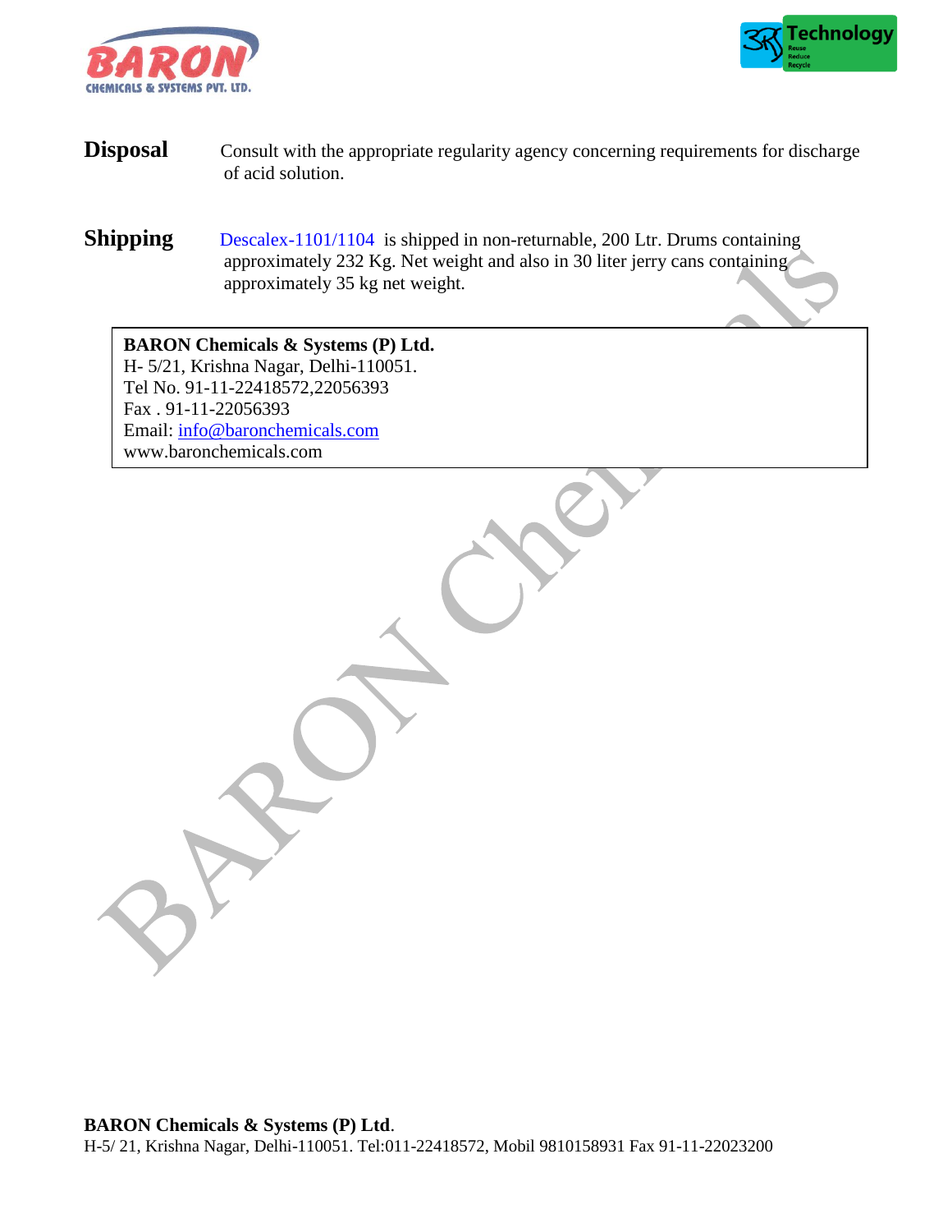**Disposal** Consult with the appropriate regularity agency concerning requirements for discharge of acid solution.

**Shipping** Descalex-1101/1104 is shipped in non-returnable, 200 Ltr. Drums containing approximately 232 Kg. Net weight and also in 30 liter jerry cans containing approximately 35 kg net weight.

**BARON Chemicals & Systems (P) Ltd.**
H- 5/21, Krishna Nagar, Delhi-110051.
Tel No. 91-11-22418572,22056393
Fax . 91-11-22056393
Email: info@baronchemicals.com
www.baronchemicals.com